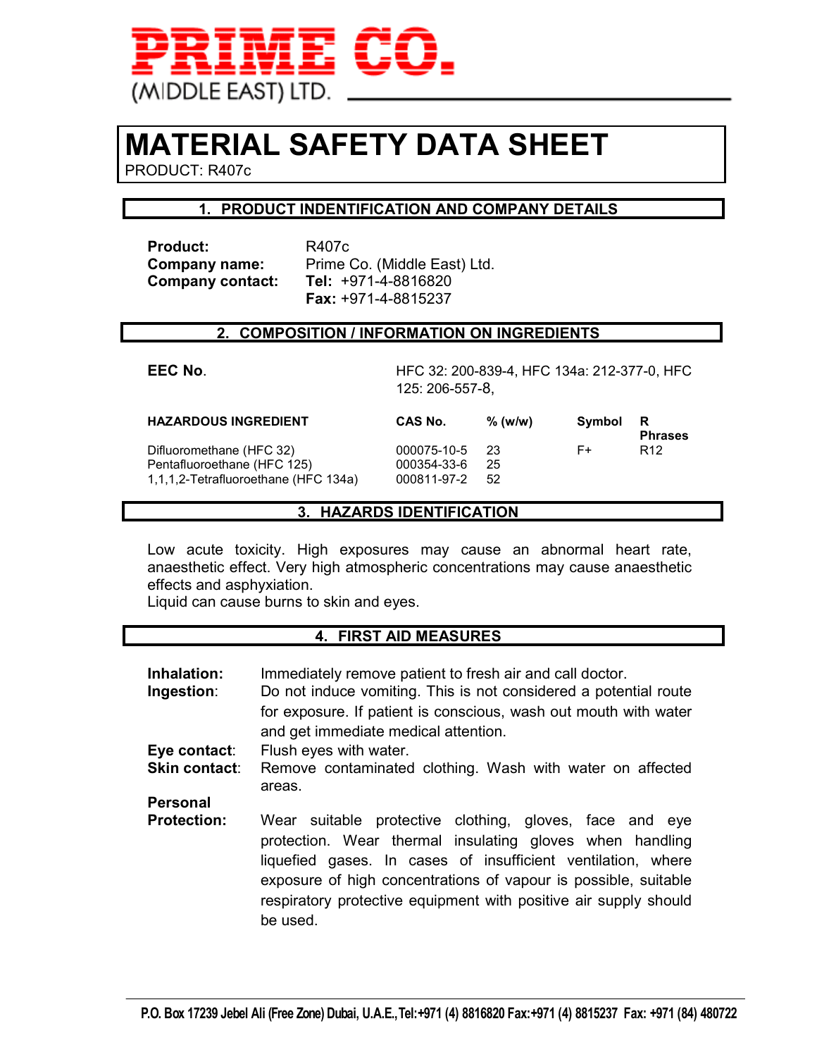**PRIME CO.**
(MIDDLE EAST) LTD.

# MATERIAL SAFETY DATA SHEET

PRODUCT: R407c

## 1. PRODUCT INDENTIFICATION AND COMPANY DETAILS

**Product:** R407c
**Company name:** Prime Co. (Middle East) Ltd.
**Company contact:** **Tel:** +971-4-8816820
**Fax:** +971-4-8815237

## 2. COMPOSITION / INFORMATION ON INGREDIENTS

**EEC No.** HFC 32: 200-839-4, HFC 134a: 212-377-0, HFC 125: 206-557-8,

| HAZARDOUS INGREDIENT | CAS No. | % (w/w) | Symbol | R Phrases |
|---|---|---|---|---|
| Difluoromethane (HFC 32) | 000075-10-5 | 23 | F+ | R12 |
| Pentafluoroethane (HFC 125) | 000354-33-6 | 25 | | |
| 1,1,1,2-Tetrafluoroethane (HFC 134a) | 000811-97-2 | 52 | | |

## 3. HAZARDS IDENTIFICATION

Low acute toxicity. High exposures may cause an abnormal heart rate, anaesthetic effect. Very high atmospheric concentrations may cause anaesthetic effects and asphyxiation.
Liquid can cause burns to skin and eyes.

## 4. FIRST AID MEASURES

**Inhalation:** Immediately remove patient to fresh air and call doctor.

**Ingestion**: Do not induce vomiting. This is not considered a potential route for exposure. If patient is conscious, wash out mouth with water and get immediate medical attention.

**Eye contact**: Flush eyes with water.

**Skin contact**: Remove contaminated clothing. Wash with water on affected areas.

**Personal Protection:** Wear suitable protective clothing, gloves, face and eye protection. Wear thermal insulating gloves when handling liquefied gases. In cases of insufficient ventilation, where exposure of high concentrations of vapour is possible, suitable respiratory protective equipment with positive air supply should be used.

**P.O. Box 17239 Jebel Ali (Free Zone) Dubai, U.A.E., Tel:+971 (4) 8816820 Fax:+971 (4) 8815237 Fax: +971 (84) 480722**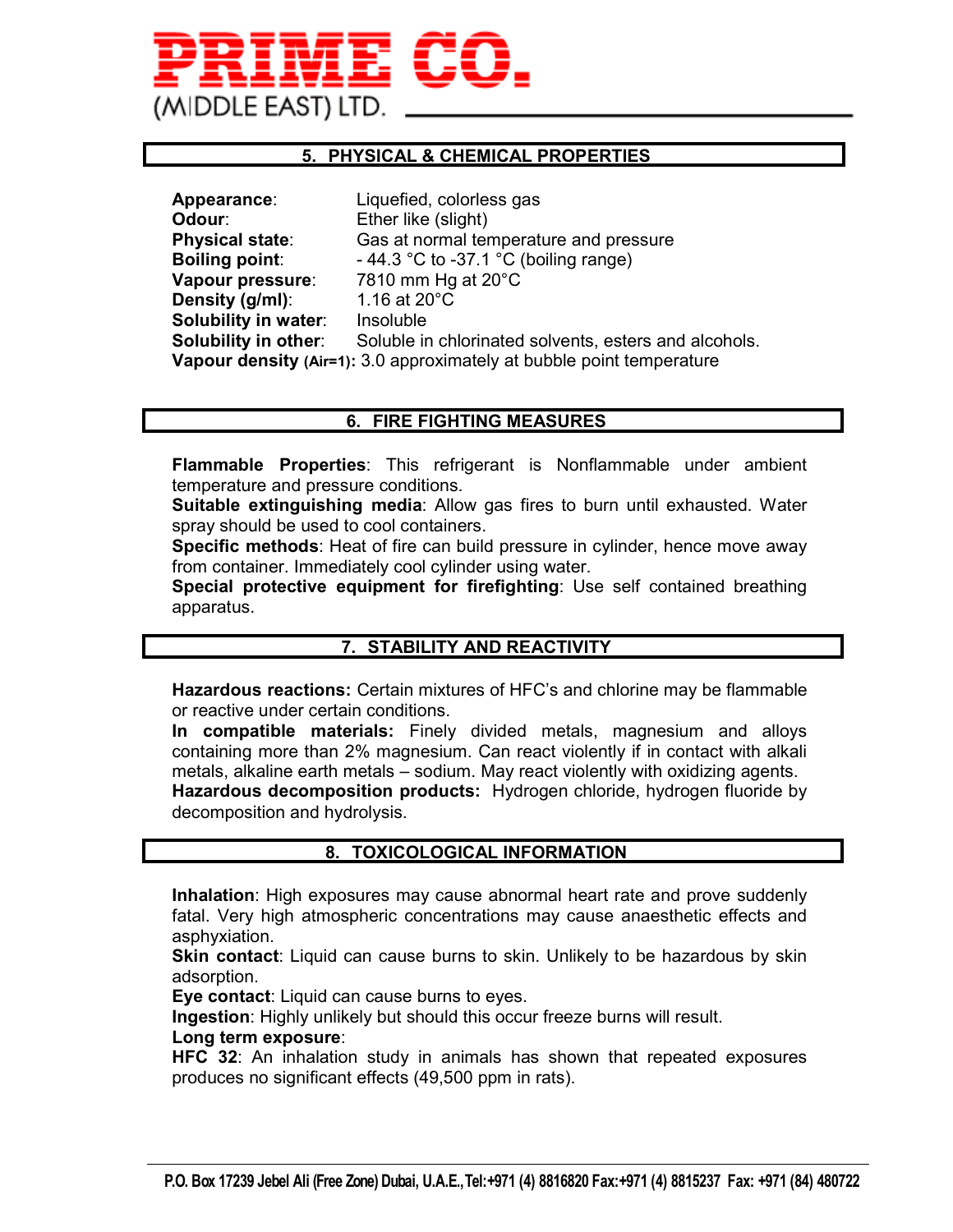## 5. PHYSICAL & CHEMICAL PROPERTIES

**Appearance**: Liquefied, colorless gas
**Odour**: Ether like (slight)
**Physical state**: Gas at normal temperature and pressure
**Boiling point**: - 44.3 °C to -37.1 °C (boiling range)
**Vapour pressure**: 7810 mm Hg at 20°C
**Density (g/ml)**: 1.16 at 20°C
**Solubility in water**: Insoluble
**Solubility in other**: Soluble in chlorinated solvents, esters and alcohols.
**Vapour density (Air=1):** 3.0 approximately at bubble point temperature

## 6. FIRE FIGHTING MEASURES

**Flammable Properties**: This refrigerant is Nonflammable under ambient temperature and pressure conditions.
**Suitable extinguishing media**: Allow gas fires to burn until exhausted. Water spray should be used to cool containers.
**Specific methods**: Heat of fire can build pressure in cylinder, hence move away from container. Immediately cool cylinder using water.
**Special protective equipment for firefighting**: Use self contained breathing apparatus.

## 7. STABILITY AND REACTIVITY

**Hazardous reactions:** Certain mixtures of HFC's and chlorine may be flammable or reactive under certain conditions.
**In compatible materials:** Finely divided metals, magnesium and alloys containing more than 2% magnesium. Can react violently if in contact with alkali metals, alkaline earth metals – sodium. May react violently with oxidizing agents.
**Hazardous decomposition products:** Hydrogen chloride, hydrogen fluoride by decomposition and hydrolysis.

## 8. TOXICOLOGICAL INFORMATION

**Inhalation**: High exposures may cause abnormal heart rate and prove suddenly fatal. Very high atmospheric concentrations may cause anaesthetic effects and asphyxiation.
**Skin contact**: Liquid can cause burns to skin. Unlikely to be hazardous by skin adsorption.
**Eye contact**: Liquid can cause burns to eyes.
**Ingestion**: Highly unlikely but should this occur freeze burns will result.
**Long term exposure**:
**HFC 32**: An inhalation study in animals has shown that repeated exposures produces no significant effects (49,500 ppm in rats).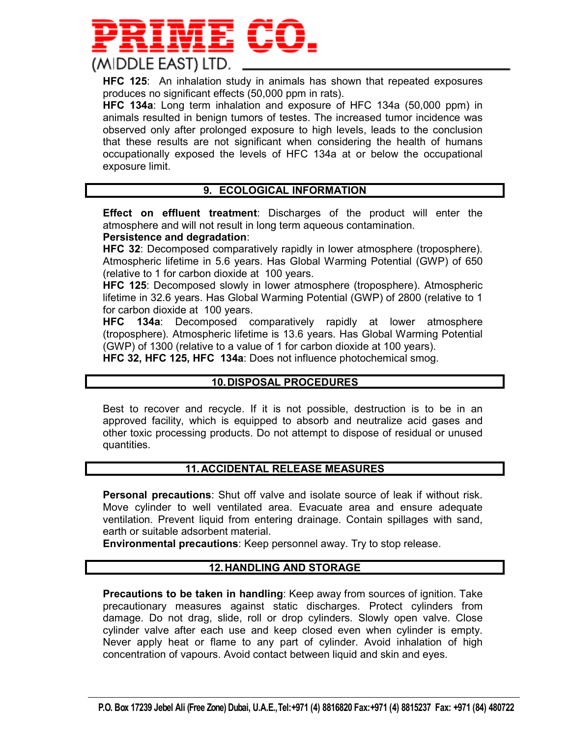**HFC 125**: An inhalation study in animals has shown that repeated exposures produces no significant effects (50,000 ppm in rats).

**HFC 134a**: Long term inhalation and exposure of HFC 134a (50,000 ppm) in animals resulted in benign tumors of testes. The increased tumor incidence was observed only after prolonged exposure to high levels, leads to the conclusion that these results are not significant when considering the health of humans occupationally exposed the levels of HFC 134a at or below the occupational exposure limit.

## 9. ECOLOGICAL INFORMATION

**Effect on effluent treatment**: Discharges of the product will enter the atmosphere and will not result in long term aqueous contamination.

**Persistence and degradation**:

**HFC 32**: Decomposed comparatively rapidly in lower atmosphere (troposphere). Atmospheric lifetime in 5.6 years. Has Global Warming Potential (GWP) of 650 (relative to 1 for carbon dioxide at 100 years.

**HFC 125**: Decomposed slowly in lower atmosphere (troposphere). Atmospheric lifetime in 32.6 years. Has Global Warming Potential (GWP) of 2800 (relative to 1 for carbon dioxide at 100 years.

**HFC 134a**: Decomposed comparatively rapidly at lower atmosphere (troposphere). Atmospheric lifetime is 13.6 years. Has Global Warming Potential (GWP) of 1300 (relative to a value of 1 for carbon dioxide at 100 years).

**HFC 32, HFC 125, HFC 134a**: Does not influence photochemical smog.

## 10. DISPOSAL PROCEDURES

Best to recover and recycle. If it is not possible, destruction is to be in an approved facility, which is equipped to absorb and neutralize acid gases and other toxic processing products. Do not attempt to dispose of residual or unused quantities.

## 11. ACCIDENTAL RELEASE MEASURES

**Personal precautions**: Shut off valve and isolate source of leak if without risk. Move cylinder to well ventilated area. Evacuate area and ensure adequate ventilation. Prevent liquid from entering drainage. Contain spillages with sand, earth or suitable adsorbent material.

**Environmental precautions**: Keep personnel away. Try to stop release.

## 12. HANDLING AND STORAGE

**Precautions to be taken in handling**: Keep away from sources of ignition. Take precautionary measures against static discharges. Protect cylinders from damage. Do not drag, slide, roll or drop cylinders. Slowly open valve. Close cylinder valve after each use and keep closed even when cylinder is empty. Never apply heat or flame to any part of cylinder. Avoid inhalation of high concentration of vapours. Avoid contact between liquid and skin and eyes.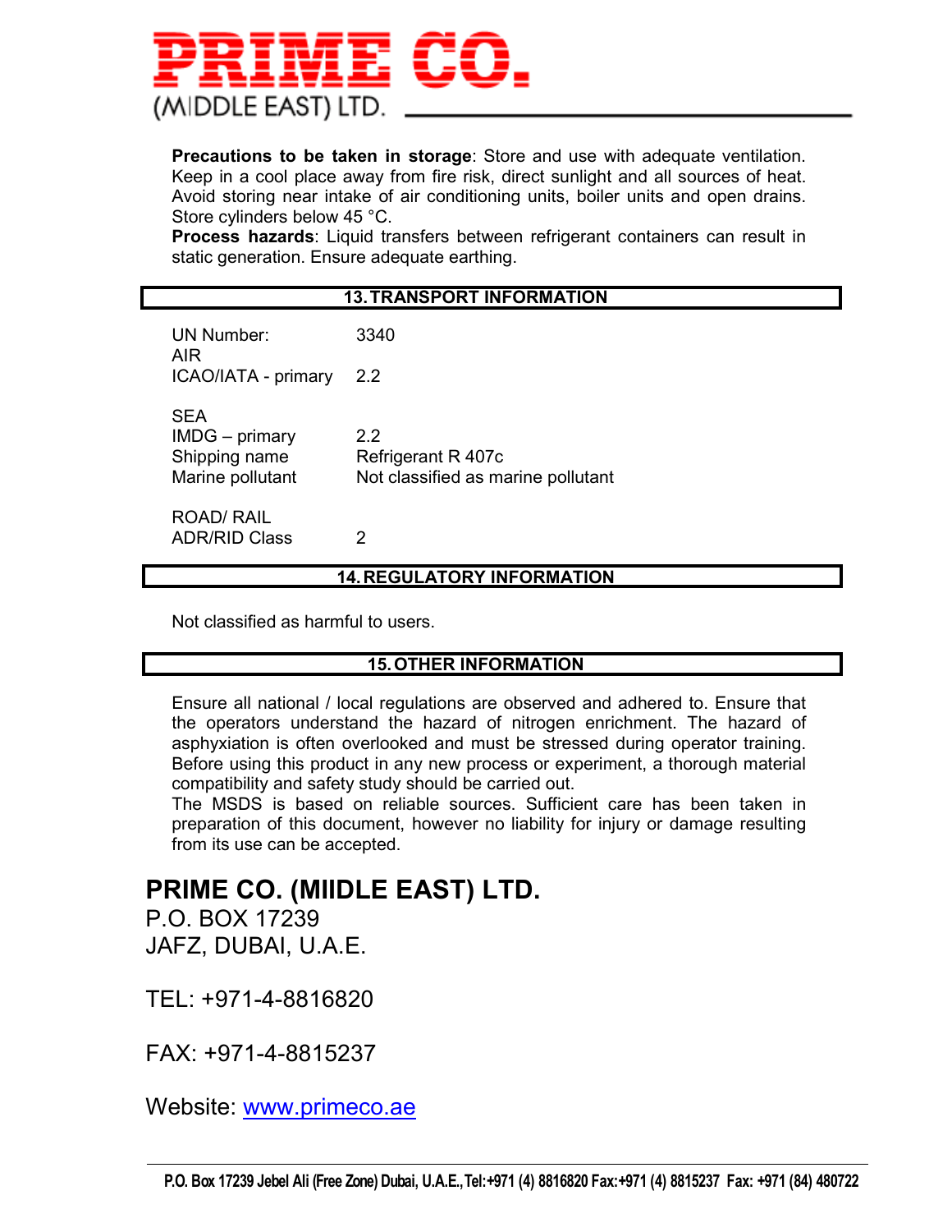**Precautions to be taken in storage**: Store and use with adequate ventilation. Keep in a cool place away from fire risk, direct sunlight and all sources of heat. Avoid storing near intake of air conditioning units, boiler units and open drains. Store cylinders below 45 °C.

**Process hazards**: Liquid transfers between refrigerant containers can result in static generation. Ensure adequate earthing.

## 13. TRANSPORT INFORMATION

| | |
|---|---|
| UN Number: | 3340 |
| AIR | |
| ICAO/IATA - primary | 2.2 |
| SEA | |
| IMDG – primary | 2.2 |
| Shipping name | Refrigerant R 407c |
| Marine pollutant | Not classified as marine pollutant |
| ROAD/ RAIL | |
| ADR/RID Class | 2 |

## 14. REGULATORY INFORMATION

Not classified as harmful to users.

## 15. OTHER INFORMATION

Ensure all national / local regulations are observed and adhered to. Ensure that the operators understand the hazard of nitrogen enrichment. The hazard of asphyxiation is often overlooked and must be stressed during operator training. Before using this product in any new process or experiment, a thorough material compatibility and safety study should be carried out.

The MSDS is based on reliable sources. Sufficient care has been taken in preparation of this document, however no liability for injury or damage resulting from its use can be accepted.

**PRIME CO. (MIIDLE EAST) LTD.**

P.O. BOX 17239

JAFZ, DUBAI, U.A.E.

TEL: +971-4-8816820

FAX: +971-4-8815237

Website: www.primeco.ae